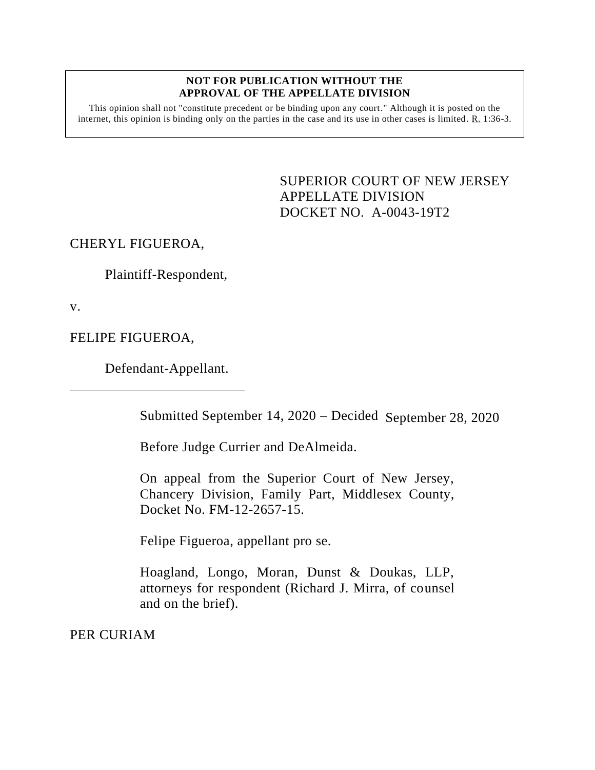**NOT FOR PUBLICATION WITHOUT THE APPROVAL OF THE APPELLATE DIVISION**

This opinion shall not "constitute precedent or be binding upon any court." Although it is posted on the internet, this opinion is binding only on the parties in the case and its use in other cases is limited. R. 1:36-3.

SUPERIOR COURT OF NEW JERSEY
APPELLATE DIVISION
DOCKET NO. A-0043-19T2

CHERYL FIGUEROA,

Plaintiff-Respondent,

v.

FELIPE FIGUEROA,

Defendant-Appellant.

---

Submitted September 14, 2020 – Decided September 28, 2020

Before Judge Currier and DeAlmeida.

On appeal from the Superior Court of New Jersey, Chancery Division, Family Part, Middlesex County, Docket No. FM-12-2657-15.

Felipe Figueroa, appellant pro se.

Hoagland, Longo, Moran, Dunst & Doukas, LLP, attorneys for respondent (Richard J. Mirra, of counsel and on the brief).

PER CURIAM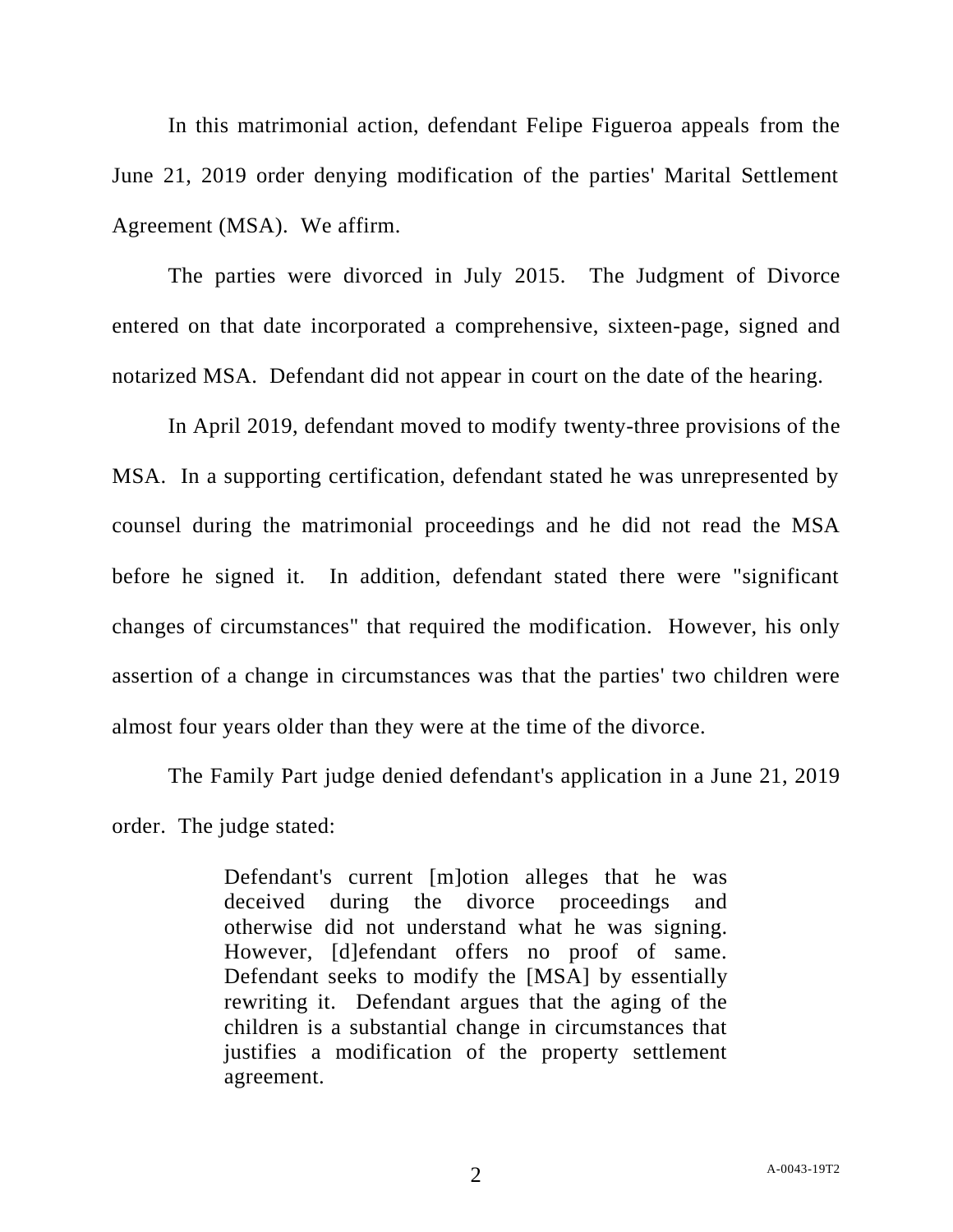In this matrimonial action, defendant Felipe Figueroa appeals from the June 21, 2019 order denying modification of the parties' Marital Settlement Agreement (MSA). We affirm.

The parties were divorced in July 2015. The Judgment of Divorce entered on that date incorporated a comprehensive, sixteen-page, signed and notarized MSA. Defendant did not appear in court on the date of the hearing.

In April 2019, defendant moved to modify twenty-three provisions of the MSA. In a supporting certification, defendant stated he was unrepresented by counsel during the matrimonial proceedings and he did not read the MSA before he signed it. In addition, defendant stated there were "significant changes of circumstances" that required the modification. However, his only assertion of a change in circumstances was that the parties' two children were almost four years older than they were at the time of the divorce.

The Family Part judge denied defendant's application in a June 21, 2019 order. The judge stated:

> Defendant's current [m]otion alleges that he was deceived during the divorce proceedings and otherwise did not understand what he was signing. However, [d]efendant offers no proof of same. Defendant seeks to modify the [MSA] by essentially rewriting it. Defendant argues that the aging of the children is a substantial change in circumstances that justifies a modification of the property settlement agreement.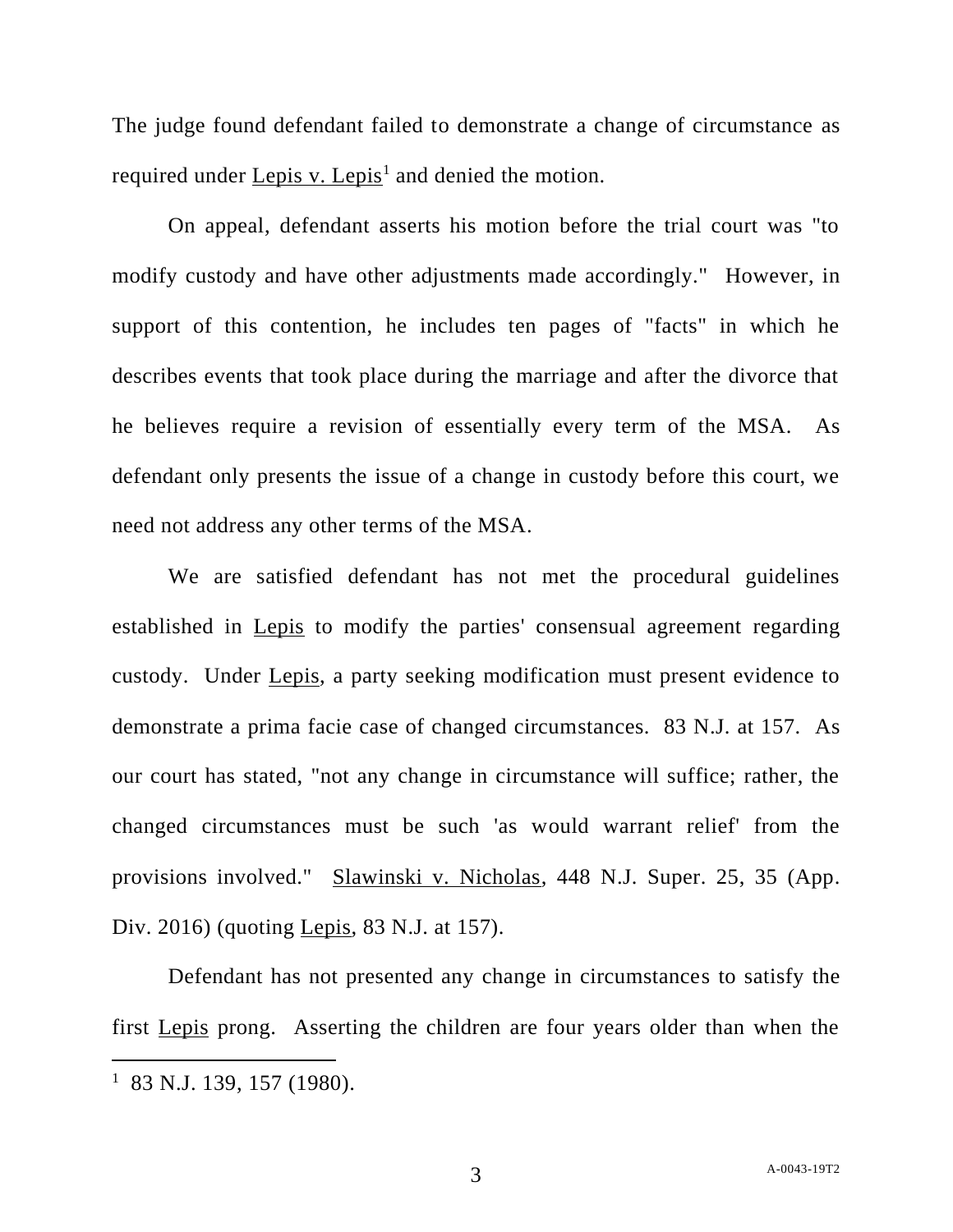The judge found defendant failed to demonstrate a change of circumstance as required under Lepis v. Lepis[1] and denied the motion.

On appeal, defendant asserts his motion before the trial court was "to modify custody and have other adjustments made accordingly." However, in support of this contention, he includes ten pages of "facts" in which he describes events that took place during the marriage and after the divorce that he believes require a revision of essentially every term of the MSA. As defendant only presents the issue of a change in custody before this court, we need not address any other terms of the MSA.

We are satisfied defendant has not met the procedural guidelines established in Lepis to modify the parties' consensual agreement regarding custody. Under Lepis, a party seeking modification must present evidence to demonstrate a prima facie case of changed circumstances. 83 N.J. at 157. As our court has stated, "not any change in circumstance will suffice; rather, the changed circumstances must be such 'as would warrant relief' from the provisions involved." Slawinski v. Nicholas, 448 N.J. Super. 25, 35 (App. Div. 2016) (quoting Lepis, 83 N.J. at 157).

Defendant has not presented any change in circumstances to satisfy the first Lepis prong. Asserting the children are four years older than when the

[1] 83 N.J. 139, 157 (1980).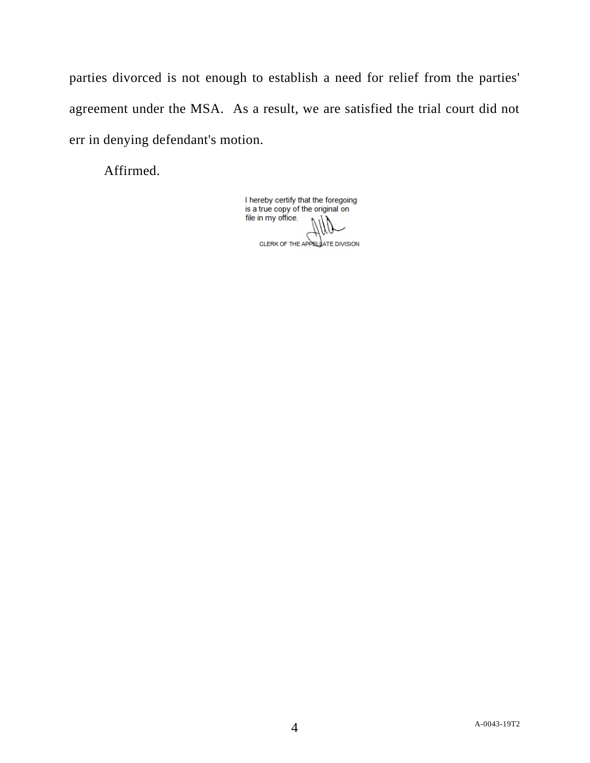parties divorced is not enough to establish a need for relief from the parties' agreement under the MSA. As a result, we are satisfied the trial court did not err in denying defendant's motion.

Affirmed.

I hereby certify that the foregoing is a true copy of the original on file in my office.

CLERK OF THE APPELLATE DIVISION